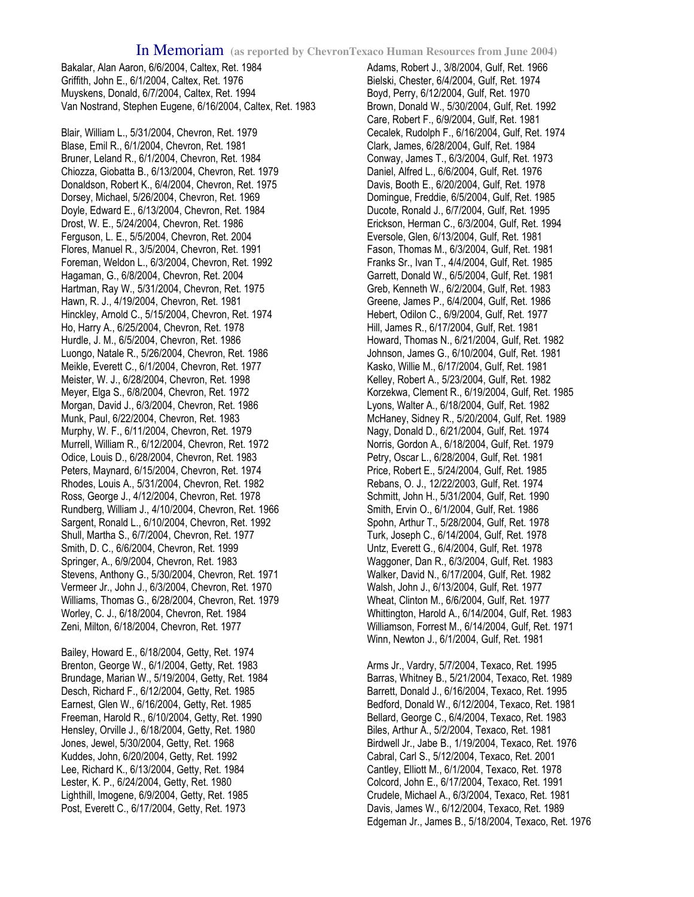# In Memoriam (as reported by ChevronTexaco Human Resources from June 2004)

Bakalar, Alan Aaron, 6/6/2004, Caltex, Ret. 1984
Griffith, John E., 6/1/2004, Caltex, Ret. 1976
Muyskens, Donald, 6/7/2004, Caltex, Ret. 1994
Van Nostrand, Stephen Eugene, 6/16/2004, Caltex, Ret. 1983

Blair, William L., 5/31/2004, Chevron, Ret. 1979
Blase, Emil R., 6/1/2004, Chevron, Ret. 1981
Bruner, Leland R., 6/1/2004, Chevron, Ret. 1984
Chiozza, Giobatta B., 6/13/2004, Chevron, Ret. 1979
Donaldson, Robert K., 6/4/2004, Chevron, Ret. 1975
Dorsey, Michael, 5/26/2004, Chevron, Ret. 1969
Doyle, Edward E., 6/13/2004, Chevron, Ret. 1984
Drost, W. E., 5/24/2004, Chevron, Ret. 1986
Ferguson, L. E., 5/5/2004, Chevron, Ret. 2004
Flores, Manuel R., 3/5/2004, Chevron, Ret. 1991
Foreman, Weldon L., 6/3/2004, Chevron, Ret. 1992
Hagaman, G., 6/8/2004, Chevron, Ret. 2004
Hartman, Ray W., 5/31/2004, Chevron, Ret. 1975
Hawn, R. J., 4/19/2004, Chevron, Ret. 1981
Hinckley, Arnold C., 5/15/2004, Chevron, Ret. 1974
Ho, Harry A., 6/25/2004, Chevron, Ret. 1978
Hurdle, J. M., 6/5/2004, Chevron, Ret. 1986
Luongo, Natale R., 5/26/2004, Chevron, Ret. 1986
Meikle, Everett C., 6/1/2004, Chevron, Ret. 1977
Meister, W. J., 6/28/2004, Chevron, Ret. 1998
Meyer, Elga S., 6/8/2004, Chevron, Ret. 1972
Morgan, David J., 6/3/2004, Chevron, Ret. 1986
Munk, Paul, 6/22/2004, Chevron, Ret. 1983
Murphy, W. F., 6/11/2004, Chevron, Ret. 1979
Murrell, William R., 6/12/2004, Chevron, Ret. 1972
Odice, Louis D., 6/28/2004, Chevron, Ret. 1983
Peters, Maynard, 6/15/2004, Chevron, Ret. 1974
Rhodes, Louis A., 5/31/2004, Chevron, Ret. 1982
Ross, George J., 4/12/2004, Chevron, Ret. 1978
Rundberg, William J., 4/10/2004, Chevron, Ret. 1966
Sargent, Ronald L., 6/10/2004, Chevron, Ret. 1992
Shull, Martha S., 6/7/2004, Chevron, Ret. 1977
Smith, D. C., 6/6/2004, Chevron, Ret. 1999
Springer, A., 6/9/2004, Chevron, Ret. 1983
Stevens, Anthony G., 5/30/2004, Chevron, Ret. 1971
Vermeer Jr., John J., 6/3/2004, Chevron, Ret. 1970
Williams, Thomas G., 6/28/2004, Chevron, Ret. 1979
Worley, C. J., 6/18/2004, Chevron, Ret. 1984
Zeni, Milton, 6/18/2004, Chevron, Ret. 1977

Bailey, Howard E., 6/18/2004, Getty, Ret. 1974
Brenton, George W., 6/1/2004, Getty, Ret. 1983
Brundage, Marian W., 5/19/2004, Getty, Ret. 1984
Desch, Richard F., 6/12/2004, Getty, Ret. 1985
Earnest, Glen W., 6/16/2004, Getty, Ret. 1985
Freeman, Harold R., 6/10/2004, Getty, Ret. 1990
Hensley, Orville J., 6/18/2004, Getty, Ret. 1980
Jones, Jewel, 5/30/2004, Getty, Ret. 1968
Kuddes, John, 6/20/2004, Getty, Ret. 1992
Lee, Richard K., 6/13/2004, Getty, Ret. 1984
Lester, K. P., 6/24/2004, Getty, Ret. 1980
Lighthill, Imogene, 6/9/2004, Getty, Ret. 1985
Post, Everett C., 6/17/2004, Getty, Ret. 1973

Adams, Robert J., 3/8/2004, Gulf, Ret. 1966
Bielski, Chester, 6/4/2004, Gulf, Ret. 1974
Boyd, Perry, 6/12/2004, Gulf, Ret. 1970
Brown, Donald W., 5/30/2004, Gulf, Ret. 1992
Care, Robert F., 6/9/2004, Gulf, Ret. 1981
Cecalek, Rudolph F., 6/16/2004, Gulf, Ret. 1974
Clark, James, 6/28/2004, Gulf, Ret. 1984
Conway, James T., 6/3/2004, Gulf, Ret. 1973
Daniel, Alfred L., 6/6/2004, Gulf, Ret. 1976
Davis, Booth E., 6/20/2004, Gulf, Ret. 1978
Domingue, Freddie, 6/5/2004, Gulf, Ret. 1985
Ducote, Ronald J., 6/7/2004, Gulf, Ret. 1995
Erickson, Herman C., 6/3/2004, Gulf, Ret. 1994
Eversole, Glen, 6/13/2004, Gulf, Ret. 1981
Fason, Thomas M., 6/3/2004, Gulf, Ret. 1981
Franks Sr., Ivan T., 4/4/2004, Gulf, Ret. 1985
Garrett, Donald W., 6/5/2004, Gulf, Ret. 1981
Greb, Kenneth W., 6/2/2004, Gulf, Ret. 1983
Greene, James P., 6/4/2004, Gulf, Ret. 1986
Hebert, Odilon C., 6/9/2004, Gulf, Ret. 1977
Hill, James R., 6/17/2004, Gulf, Ret. 1981
Howard, Thomas N., 6/21/2004, Gulf, Ret. 1982
Johnson, James G., 6/10/2004, Gulf, Ret. 1981
Kasko, Willie M., 6/17/2004, Gulf, Ret. 1981
Kelley, Robert A., 5/23/2004, Gulf, Ret. 1982
Korzekwa, Clement R., 6/19/2004, Gulf, Ret. 1985
Lyons, Walter A., 6/18/2004, Gulf, Ret. 1982
McHaney, Sidney R., 5/20/2004, Gulf, Ret. 1989
Nagy, Donald D., 6/21/2004, Gulf, Ret. 1974
Norris, Gordon A., 6/18/2004, Gulf, Ret. 1979
Petry, Oscar L., 6/28/2004, Gulf, Ret. 1981
Price, Robert E., 5/24/2004, Gulf, Ret. 1985
Rebans, O. J., 12/22/2003, Gulf, Ret. 1974
Schmitt, John H., 5/31/2004, Gulf, Ret. 1990
Smith, Ervin O., 6/1/2004, Gulf, Ret. 1986
Spohn, Arthur T., 5/28/2004, Gulf, Ret. 1978
Turk, Joseph C., 6/14/2004, Gulf, Ret. 1978
Untz, Everett G., 6/4/2004, Gulf, Ret. 1978
Waggoner, Dan R., 6/3/2004, Gulf, Ret. 1983
Walker, David N., 6/17/2004, Gulf, Ret. 1982
Walsh, John J., 6/13/2004, Gulf, Ret. 1977
Wheat, Clinton M., 6/6/2004, Gulf, Ret. 1977
Whittington, Harold A., 6/14/2004, Gulf, Ret. 1983
Williamson, Forrest M., 6/14/2004, Gulf, Ret. 1971
Winn, Newton J., 6/1/2004, Gulf, Ret. 1981

Arms Jr., Vardry, 5/7/2004, Texaco, Ret. 1995
Barras, Whitney B., 5/21/2004, Texaco, Ret. 1989
Barrett, Donald J., 6/16/2004, Texaco, Ret. 1995
Bedford, Donald W., 6/12/2004, Texaco, Ret. 1981
Bellard, George C., 6/4/2004, Texaco, Ret. 1983
Biles, Arthur A., 5/2/2004, Texaco, Ret. 1981
Birdwell Jr., Jabe B., 1/19/2004, Texaco, Ret. 1976
Cabral, Carl S., 5/12/2004, Texaco, Ret. 2001
Cantley, Elliott M., 6/1/2004, Texaco, Ret. 1978
Colcord, John E., 6/17/2004, Texaco, Ret. 1991
Crudele, Michael A., 6/3/2004, Texaco, Ret. 1981
Davis, James W., 6/12/2004, Texaco, Ret. 1989
Edgeman Jr., James B., 5/18/2004, Texaco, Ret. 1976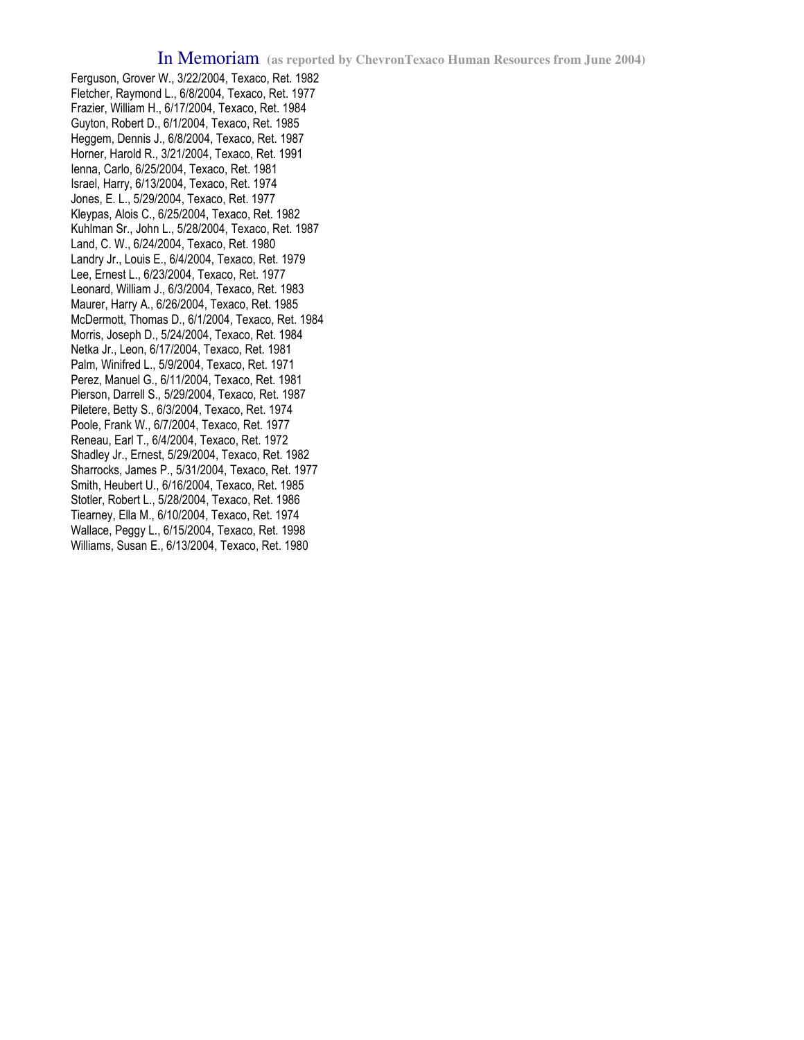## In Memoriam (as reported by ChevronTexaco Human Resources from June 2004)

Ferguson, Grover W., 3/22/2004, Texaco, Ret. 1982
Fletcher, Raymond L., 6/8/2004, Texaco, Ret. 1977
Frazier, William H., 6/17/2004, Texaco, Ret. 1984
Guyton, Robert D., 6/1/2004, Texaco, Ret. 1985
Heggem, Dennis J., 6/8/2004, Texaco, Ret. 1987
Horner, Harold R., 3/21/2004, Texaco, Ret. 1991
Ienna, Carlo, 6/25/2004, Texaco, Ret. 1981
Israel, Harry, 6/13/2004, Texaco, Ret. 1974
Jones, E. L., 5/29/2004, Texaco, Ret. 1977
Kleypas, Alois C., 6/25/2004, Texaco, Ret. 1982
Kuhlman Sr., John L., 5/28/2004, Texaco, Ret. 1987
Land, C. W., 6/24/2004, Texaco, Ret. 1980
Landry Jr., Louis E., 6/4/2004, Texaco, Ret. 1979
Lee, Ernest L., 6/23/2004, Texaco, Ret. 1977
Leonard, William J., 6/3/2004, Texaco, Ret. 1983
Maurer, Harry A., 6/26/2004, Texaco, Ret. 1985
McDermott, Thomas D., 6/1/2004, Texaco, Ret. 1984
Morris, Joseph D., 5/24/2004, Texaco, Ret. 1984
Netka Jr., Leon, 6/17/2004, Texaco, Ret. 1981
Palm, Winifred L., 5/9/2004, Texaco, Ret. 1971
Perez, Manuel G., 6/11/2004, Texaco, Ret. 1981
Pierson, Darrell S., 5/29/2004, Texaco, Ret. 1987
Piletere, Betty S., 6/3/2004, Texaco, Ret. 1974
Poole, Frank W., 6/7/2004, Texaco, Ret. 1977
Reneau, Earl T., 6/4/2004, Texaco, Ret. 1972
Shadley Jr., Ernest, 5/29/2004, Texaco, Ret. 1982
Sharrocks, James P., 5/31/2004, Texaco, Ret. 1977
Smith, Heubert U., 6/16/2004, Texaco, Ret. 1985
Stotler, Robert L., 5/28/2004, Texaco, Ret. 1986
Tiearney, Ella M., 6/10/2004, Texaco, Ret. 1974
Wallace, Peggy L., 6/15/2004, Texaco, Ret. 1998
Williams, Susan E., 6/13/2004, Texaco, Ret. 1980